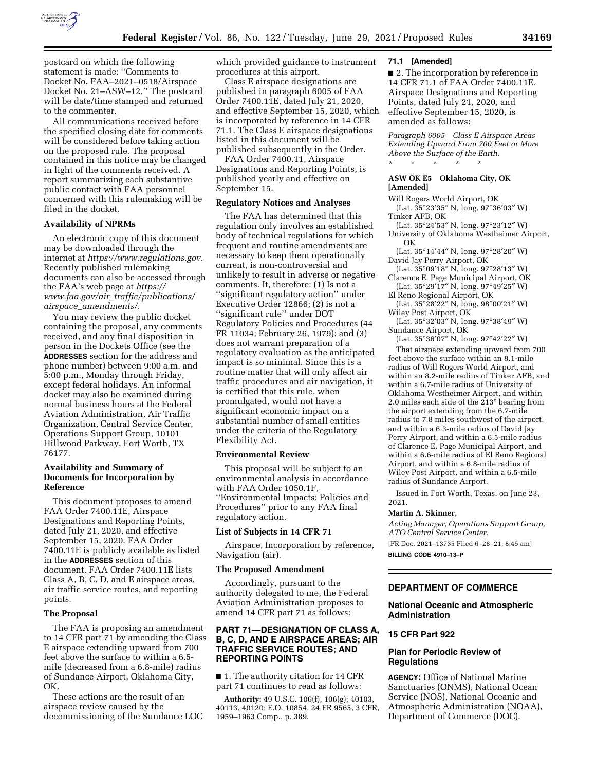postcard on which the following statement is made: ''Comments to Docket No. FAA–2021–0518/Airspace Docket No. 21–ASW–12.'' The postcard will be date/time stamped and returned to the commenter.

All communications received before the specified closing date for comments will be considered before taking action on the proposed rule. The proposal contained in this notice may be changed in light of the comments received. A report summarizing each substantive public contact with FAA personnel concerned with this rulemaking will be filed in the docket.

### Availability of NPRMs

An electronic copy of this document may be downloaded through the internet at *https://www.regulations.gov.* Recently published rulemaking documents can also be accessed through the FAA's web page at *https://www.faa.gov/air_traffic/publications/airspace_amendments/.*

You may review the public docket containing the proposal, any comments received, and any final disposition in person in the Dockets Office (see the **ADDRESSES** section for the address and phone number) between 9:00 a.m. and 5:00 p.m., Monday through Friday, except federal holidays. An informal docket may also be examined during normal business hours at the Federal Aviation Administration, Air Traffic Organization, Central Service Center, Operations Support Group, 10101 Hillwood Parkway, Fort Worth, TX 76177.

### Availability and Summary of Documents for Incorporation by Reference

This document proposes to amend FAA Order 7400.11E, Airspace Designations and Reporting Points, dated July 21, 2020, and effective September 15, 2020. FAA Order 7400.11E is publicly available as listed in the **ADDRESSES** section of this document. FAA Order 7400.11E lists Class A, B, C, D, and E airspace areas, air traffic service routes, and reporting points.

### The Proposal

The FAA is proposing an amendment to 14 CFR part 71 by amending the Class E airspace extending upward from 700 feet above the surface to within a 6.5-mile (decreased from a 6.8-mile) radius of Sundance Airport, Oklahoma City, OK.

These actions are the result of an airspace review caused by the decommissioning of the Sundance LOC which provided guidance to instrument procedures at this airport.

Class E airspace designations are published in paragraph 6005 of FAA Order 7400.11E, dated July 21, 2020, and effective September 15, 2020, which is incorporated by reference in 14 CFR 71.1. The Class E airspace designations listed in this document will be published subsequently in the Order.

FAA Order 7400.11, Airspace Designations and Reporting Points, is published yearly and effective on September 15.

### Regulatory Notices and Analyses

The FAA has determined that this regulation only involves an established body of technical regulations for which frequent and routine amendments are necessary to keep them operationally current, is non-controversial and unlikely to result in adverse or negative comments. It, therefore: (1) Is not a ''significant regulatory action'' under Executive Order 12866; (2) is not a ''significant rule'' under DOT Regulatory Policies and Procedures (44 FR 11034; February 26, 1979); and (3) does not warrant preparation of a regulatory evaluation as the anticipated impact is so minimal. Since this is a routine matter that will only affect air traffic procedures and air navigation, it is certified that this rule, when promulgated, would not have a significant economic impact on a substantial number of small entities under the criteria of the Regulatory Flexibility Act.

### Environmental Review

This proposal will be subject to an environmental analysis in accordance with FAA Order 1050.1F, ''Environmental Impacts: Policies and Procedures'' prior to any FAA final regulatory action.

### List of Subjects in 14 CFR 71

Airspace, Incorporation by reference, Navigation (air).

### The Proposed Amendment

Accordingly, pursuant to the authority delegated to me, the Federal Aviation Administration proposes to amend 14 CFR part 71 as follows:

## PART 71—DESIGNATION OF CLASS A, B, C, D, AND E AIRSPACE AREAS; AIR TRAFFIC SERVICE ROUTES; AND REPORTING POINTS

■ 1. The authority citation for 14 CFR part 71 continues to read as follows:

**Authority:** 49 U.S.C. 106(f), 106(g); 40103, 40113, 40120; E.O. 10854, 24 FR 9565, 3 CFR, 1959–1963 Comp., p. 389.

### 71.1 [Amended]

■ 2. The incorporation by reference in 14 CFR 71.1 of FAA Order 7400.11E, Airspace Designations and Reporting Points, dated July 21, 2020, and effective September 15, 2020, is amended as follows:

*Paragraph 6005 Class E Airspace Areas Extending Upward From 700 Feet or More Above the Surface of the Earth.*

\* \* \* \* \*

**ASW OK E5 Oklahoma City, OK [Amended]**

Will Rogers World Airport, OK
(Lat. 35°23′35″ N, long. 97°36′03″ W)
Tinker AFB, OK
(Lat. 35°24′53″ N, long. 97°23′12″ W)
University of Oklahoma Westheimer Airport, OK
(Lat. 35°14′44″ N, long. 97°28′20″ W)
David Jay Perry Airport, OK
(Lat. 35°09′18″ N, long. 97°28′13″ W)
Clarence E. Page Municipal Airport, OK
(Lat. 35°29′17″ N, long. 97°49′25″ W)
El Reno Regional Airport, OK
(Lat. 35°28′22″ N, long. 98°00′21″ W)
Wiley Post Airport, OK
(Lat. 35°32′03″ N, long. 97°38′49″ W)
Sundance Airport, OK
(Lat. 35°36′07″ N, long. 97°42′22″ W)

That airspace extending upward from 700 feet above the surface within an 8.1-mile radius of Will Rogers World Airport, and within an 8.2-mile radius of Tinker AFB, and within a 6.7-mile radius of University of Oklahoma Westheimer Airport, and within 2.0 miles each side of the 213° bearing from the airport extending from the 6.7-mile radius to 7.8 miles southwest of the airport, and within a 6.3-mile radius of David Jay Perry Airport, and within a 6.5-mile radius of Clarence E. Page Municipal Airport, and within a 6.6-mile radius of El Reno Regional Airport, and within a 6.8-mile radius of Wiley Post Airport, and within a 6.5-mile radius of Sundance Airport.

Issued in Fort Worth, Texas, on June 23, 2021.

**Martin A. Skinner,**

*Acting Manager, Operations Support Group, ATO Central Service Center.*

[FR Doc. 2021–13735 Filed 6–28–21; 8:45 am]

**BILLING CODE 4910–13–P**

---

## DEPARTMENT OF COMMERCE

### National Oceanic and Atmospheric Administration

### 15 CFR Part 922

### Plan for Periodic Review of Regulations

**AGENCY:** Office of National Marine Sanctuaries (ONMS), National Ocean Service (NOS), National Oceanic and Atmospheric Administration (NOAA), Department of Commerce (DOC).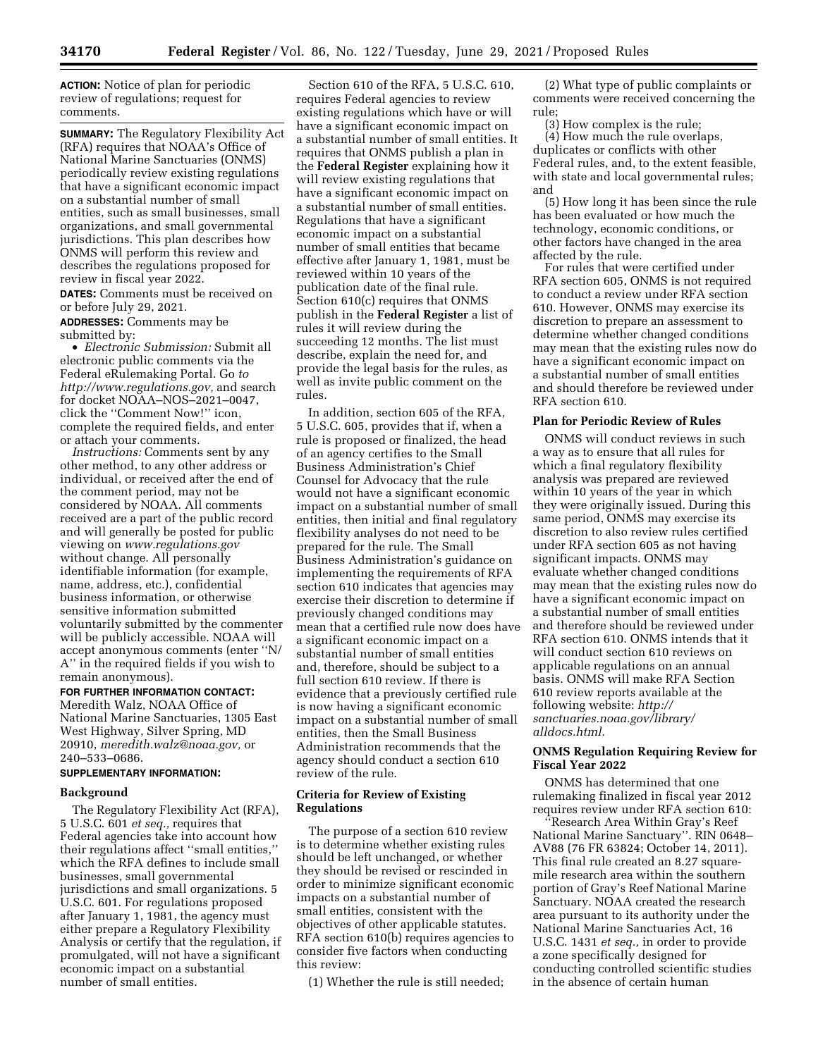**ACTION:** Notice of plan for periodic review of regulations; request for comments.

**SUMMARY:** The Regulatory Flexibility Act (RFA) requires that NOAA's Office of National Marine Sanctuaries (ONMS) periodically review existing regulations that have a significant economic impact on a substantial number of small entities, such as small businesses, small organizations, and small governmental jurisdictions. This plan describes how ONMS will perform this review and describes the regulations proposed for review in fiscal year 2022.

**DATES:** Comments must be received on or before July 29, 2021.

**ADDRESSES:** Comments may be submitted by:

- *Electronic Submission:* Submit all electronic public comments via the Federal eRulemaking Portal. Go *to http://www.regulations.gov,* and search for docket NOAA–NOS–2021–0047, click the "Comment Now!" icon, complete the required fields, and enter or attach your comments.

*Instructions:* Comments sent by any other method, to any other address or individual, or received after the end of the comment period, may not be considered by NOAA. All comments received are a part of the public record and will generally be posted for public viewing on *www.regulations.gov* without change. All personally identifiable information (for example, name, address, etc.), confidential business information, or otherwise sensitive information submitted voluntarily submitted by the commenter will be publicly accessible. NOAA will accept anonymous comments (enter "N/A" in the required fields if you wish to remain anonymous).

**FOR FURTHER INFORMATION CONTACT:** Meredith Walz, NOAA Office of National Marine Sanctuaries, 1305 East West Highway, Silver Spring, MD 20910, *meredith.walz@noaa.gov,* or 240–533–0686.

**SUPPLEMENTARY INFORMATION:**

## Background

The Regulatory Flexibility Act (RFA), 5 U.S.C. 601 *et seq.,* requires that Federal agencies take into account how their regulations affect "small entities," which the RFA defines to include small businesses, small governmental jurisdictions and small organizations. 5 U.S.C. 601. For regulations proposed after January 1, 1981, the agency must either prepare a Regulatory Flexibility Analysis or certify that the regulation, if promulgated, will not have a significant economic impact on a substantial number of small entities.

Section 610 of the RFA, 5 U.S.C. 610, requires Federal agencies to review existing regulations which have or will have a significant economic impact on a substantial number of small entities. It requires that ONMS publish a plan in the **Federal Register** explaining how it will review existing regulations that have a significant economic impact on a substantial number of small entities. Regulations that have a significant economic impact on a substantial number of small entities that became effective after January 1, 1981, must be reviewed within 10 years of the publication date of the final rule. Section 610(c) requires that ONMS publish in the **Federal Register** a list of rules it will review during the succeeding 12 months. The list must describe, explain the need for, and provide the legal basis for the rules, as well as invite public comment on the rules.

In addition, section 605 of the RFA, 5 U.S.C. 605, provides that if, when a rule is proposed or finalized, the head of an agency certifies to the Small Business Administration's Chief Counsel for Advocacy that the rule would not have a significant economic impact on a substantial number of small entities, then initial and final regulatory flexibility analyses do not need to be prepared for the rule. The Small Business Administration's guidance on implementing the requirements of RFA section 610 indicates that agencies may exercise their discretion to determine if previously changed conditions may mean that a certified rule now does have a significant economic impact on a substantial number of small entities and, therefore, should be subject to a full section 610 review. If there is evidence that a previously certified rule is now having a significant economic impact on a substantial number of small entities, then the Small Business Administration recommends that the agency should conduct a section 610 review of the rule.

## Criteria for Review of Existing Regulations

The purpose of a section 610 review is to determine whether existing rules should be left unchanged, or whether they should be revised or rescinded in order to minimize significant economic impacts on a substantial number of small entities, consistent with the objectives of other applicable statutes. RFA section 610(b) requires agencies to consider five factors when conducting this review:

(1) Whether the rule is still needed;

(2) What type of public complaints or comments were received concerning the rule;

(3) How complex is the rule;

(4) How much the rule overlaps, duplicates or conflicts with other Federal rules, and, to the extent feasible, with state and local governmental rules; and

(5) How long it has been since the rule has been evaluated or how much the technology, economic conditions, or other factors have changed in the area affected by the rule.

For rules that were certified under RFA section 605, ONMS is not required to conduct a review under RFA section 610. However, ONMS may exercise its discretion to prepare an assessment to determine whether changed conditions may mean that the existing rules now do have a significant economic impact on a substantial number of small entities and should therefore be reviewed under RFA section 610.

## Plan for Periodic Review of Rules

ONMS will conduct reviews in such a way as to ensure that all rules for which a final regulatory flexibility analysis was prepared are reviewed within 10 years of the year in which they were originally issued. During this same period, ONMS may exercise its discretion to also review rules certified under RFA section 605 as not having significant impacts. ONMS may evaluate whether changed conditions may mean that the existing rules now do have a significant economic impact on a substantial number of small entities and therefore should be reviewed under RFA section 610. ONMS intends that it will conduct section 610 reviews on applicable regulations on an annual basis. ONMS will make RFA Section 610 review reports available at the following website: *http://sanctuaries.noaa.gov/library/alldocs.html.*

## ONMS Regulation Requiring Review for Fiscal Year 2022

ONMS has determined that one rulemaking finalized in fiscal year 2012 requires review under RFA section 610:

"Research Area Within Gray's Reef National Marine Sanctuary". RIN 0648–AV88 (76 FR 63824; October 14, 2011). This final rule created an 8.27 square-mile research area within the southern portion of Gray's Reef National Marine Sanctuary. NOAA created the research area pursuant to its authority under the National Marine Sanctuaries Act, 16 U.S.C. 1431 *et seq.,* in order to provide a zone specifically designed for conducting controlled scientific studies in the absence of certain human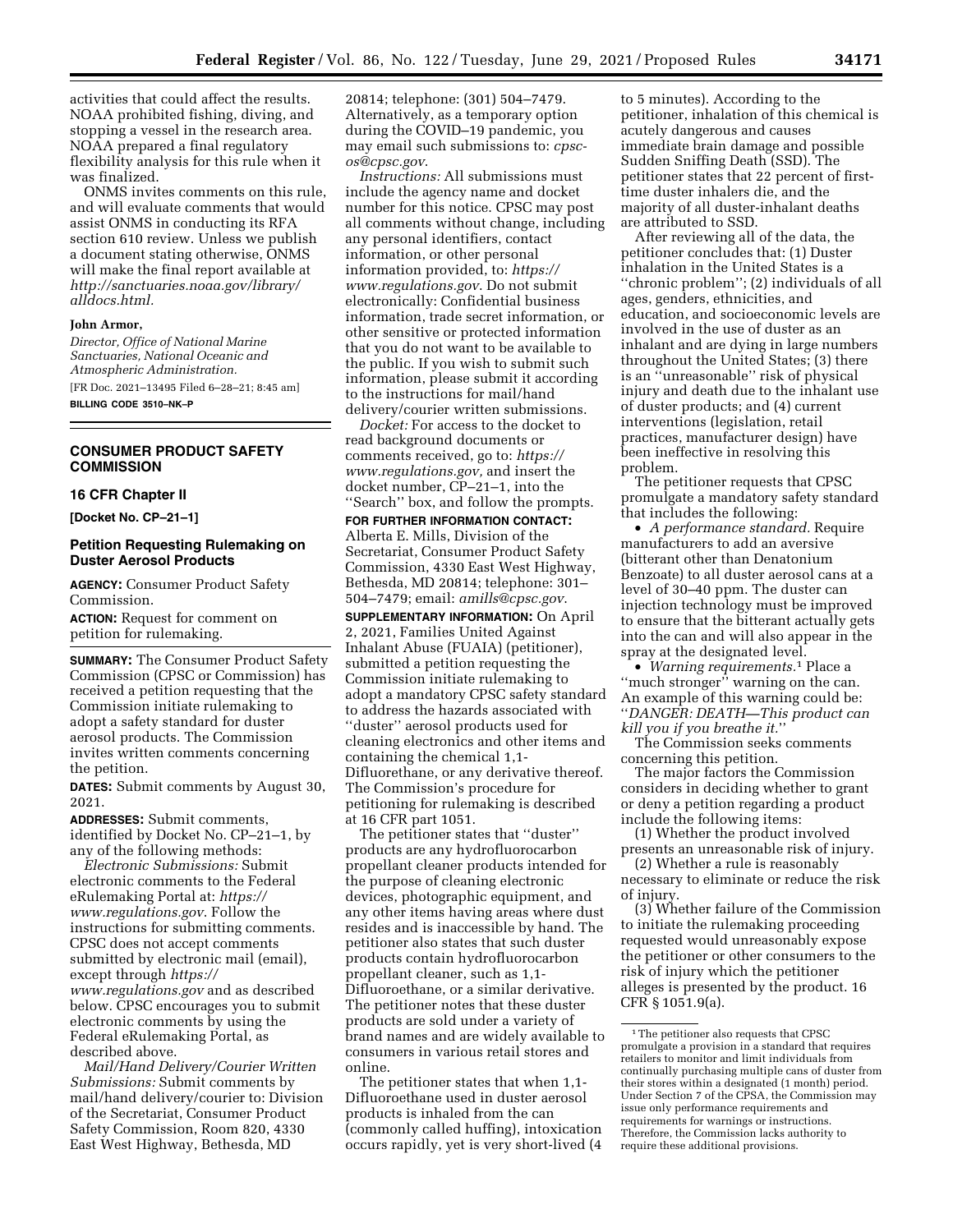activities that could affect the results. NOAA prohibited fishing, diving, and stopping a vessel in the research area. NOAA prepared a final regulatory flexibility analysis for this rule when it was finalized.

ONMS invites comments on this rule, and will evaluate comments that would assist ONMS in conducting its RFA section 610 review. Unless we publish a document stating otherwise, ONMS will make the final report available at *http://sanctuaries.noaa.gov/library/alldocs.html.*

**John Armor,**

*Director, Office of National Marine Sanctuaries, National Oceanic and Atmospheric Administration.*

[FR Doc. 2021–13495 Filed 6–28–21; 8:45 am]

**BILLING CODE 3510–NK–P**

---

## CONSUMER PRODUCT SAFETY COMMISSION

### 16 CFR Chapter II

**[Docket No. CP–21–1]**

### Petition Requesting Rulemaking on Duster Aerosol Products

**AGENCY:** Consumer Product Safety Commission.

**ACTION:** Request for comment on petition for rulemaking.

**SUMMARY:** The Consumer Product Safety Commission (CPSC or Commission) has received a petition requesting that the Commission initiate rulemaking to adopt a safety standard for duster aerosol products. The Commission invites written comments concerning the petition.

**DATES:** Submit comments by August 30, 2021.

**ADDRESSES:** Submit comments, identified by Docket No. CP–21–1, by any of the following methods:

*Electronic Submissions:* Submit electronic comments to the Federal eRulemaking Portal at: *https://www.regulations.gov*. Follow the instructions for submitting comments. CPSC does not accept comments submitted by electronic mail (email), except through *https://www.regulations.gov* and as described below. CPSC encourages you to submit electronic comments by using the Federal eRulemaking Portal, as described above.

*Mail/Hand Delivery/Courier Written Submissions:* Submit comments by mail/hand delivery/courier to: Division of the Secretariat, Consumer Product Safety Commission, Room 820, 4330 East West Highway, Bethesda, MD 20814; telephone: (301) 504–7479. Alternatively, as a temporary option during the COVID–19 pandemic, you may email such submissions to: *cpsc-os@cpsc.gov*.

*Instructions:* All submissions must include the agency name and docket number for this notice. CPSC may post all comments without change, including any personal identifiers, contact information, or other personal information provided, to: *https://www.regulations.gov*. Do not submit electronically: Confidential business information, trade secret information, or other sensitive or protected information that you do not want to be available to the public. If you wish to submit such information, please submit it according to the instructions for mail/hand delivery/courier written submissions.

*Docket:* For access to the docket to read background documents or comments received, go to: *https://www.regulations.gov,* and insert the docket number, CP–21–1, into the ''Search'' box, and follow the prompts.

**FOR FURTHER INFORMATION CONTACT:** Alberta E. Mills, Division of the Secretariat, Consumer Product Safety Commission, 4330 East West Highway, Bethesda, MD 20814; telephone: 301–504–7479; email: *amills@cpsc.gov*.

**SUPPLEMENTARY INFORMATION:** On April 2, 2021, Families United Against Inhalant Abuse (FUAIA) (petitioner), submitted a petition requesting the Commission initiate rulemaking to adopt a mandatory CPSC safety standard to address the hazards associated with ''duster'' aerosol products used for cleaning electronics and other items and containing the chemical 1,1-Difluorethane, or any derivative thereof. The Commission's procedure for petitioning for rulemaking is described at 16 CFR part 1051.

The petitioner states that ''duster'' products are any hydrofluorocarbon propellant cleaner products intended for the purpose of cleaning electronic devices, photographic equipment, and any other items having areas where dust resides and is inaccessible by hand. The petitioner also states that such duster products contain hydrofluorocarbon propellant cleaner, such as 1,1-Difluoroethane, or a similar derivative. The petitioner notes that these duster products are sold under a variety of brand names and are widely available to consumers in various retail stores and online.

The petitioner states that when 1,1-Difluoroethane used in duster aerosol products is inhaled from the can (commonly called huffing), intoxication occurs rapidly, yet is very short-lived (4 to 5 minutes). According to the petitioner, inhalation of this chemical is acutely dangerous and causes immediate brain damage and possible Sudden Sniffing Death (SSD). The petitioner states that 22 percent of first-time duster inhalers die, and the majority of all duster-inhalant deaths are attributed to SSD.

After reviewing all of the data, the petitioner concludes that: (1) Duster inhalation in the United States is a ''chronic problem''; (2) individuals of all ages, genders, ethnicities, and education, and socioeconomic levels are involved in the use of duster as an inhalant and are dying in large numbers throughout the United States; (3) there is an ''unreasonable'' risk of physical injury and death due to the inhalant use of duster products; and (4) current interventions (legislation, retail practices, manufacturer design) have been ineffective in resolving this problem.

The petitioner requests that CPSC promulgate a mandatory safety standard that includes the following:

- *A performance standard.* Require manufacturers to add an aversive (bitterant other than Denatonium Benzoate) to all duster aerosol cans at a level of 30–40 ppm. The duster can injection technology must be improved to ensure that the bitterant actually gets into the can and will also appear in the spray at the designated level.
- *Warning requirements.*[1] Place a ''much stronger'' warning on the can. An example of this warning could be: ''*DANGER: DEATH—This product can kill you if you breathe it.*''

The Commission seeks comments concerning this petition.

The major factors the Commission considers in deciding whether to grant or deny a petition regarding a product include the following items:

(1) Whether the product involved presents an unreasonable risk of injury.

(2) Whether a rule is reasonably necessary to eliminate or reduce the risk of injury.

(3) Whether failure of the Commission to initiate the rulemaking proceeding requested would unreasonably expose the petitioner or other consumers to the risk of injury which the petitioner alleges is presented by the product. 16 CFR § 1051.9(a).

---

[1] The petitioner also requests that CPSC promulgate a provision in a standard that requires retailers to monitor and limit individuals from continually purchasing multiple cans of duster from their stores within a designated (1 month) period. Under Section 7 of the CPSA, the Commission may issue only performance requirements and requirements for warnings or instructions. Therefore, the Commission lacks authority to require these additional provisions.